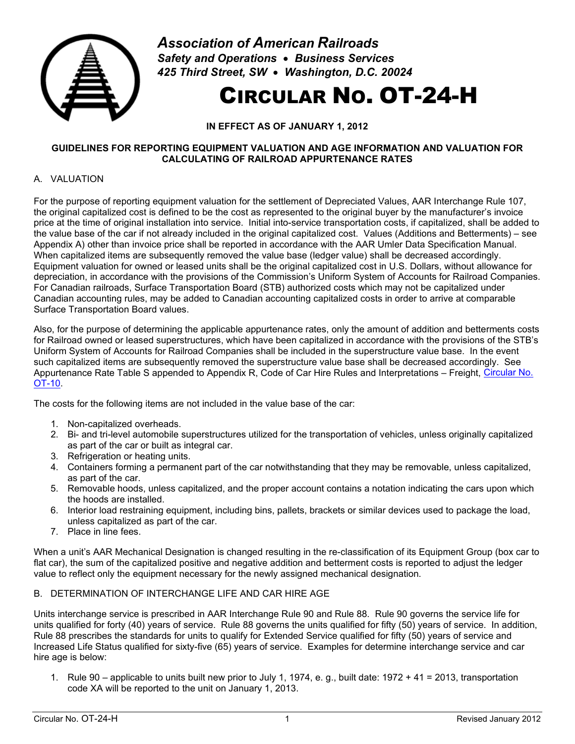**Association of American Railroads**
***Safety and Operations • Business Services***
***425 Third Street, SW • Washington, D.C. 20024***

# CIRCULAR NO. OT-24-H

**IN EFFECT AS OF JANUARY 1, 2012**

**GUIDELINES FOR REPORTING EQUIPMENT VALUATION AND AGE INFORMATION AND VALUATION FOR CALCULATING OF RAILROAD APPURTENANCE RATES**

## A. VALUATION

For the purpose of reporting equipment valuation for the settlement of Depreciated Values, AAR Interchange Rule 107, the original capitalized cost is defined to be the cost as represented to the original buyer by the manufacturer's invoice price at the time of original installation into service. Initial into-service transportation costs, if capitalized, shall be added to the value base of the car if not already included in the original capitalized cost. Values (Additions and Betterments) – see Appendix A) other than invoice price shall be reported in accordance with the AAR Umler Data Specification Manual. When capitalized items are subsequently removed the value base (ledger value) shall be decreased accordingly. Equipment valuation for owned or leased units shall be the original capitalized cost in U.S. Dollars, without allowance for depreciation, in accordance with the provisions of the Commission's Uniform System of Accounts for Railroad Companies. For Canadian railroads, Surface Transportation Board (STB) authorized costs which may not be capitalized under Canadian accounting rules, may be added to Canadian accounting capitalized costs in order to arrive at comparable Surface Transportation Board values.

Also, for the purpose of determining the applicable appurtenance rates, only the amount of addition and betterments costs for Railroad owned or leased superstructures, which have been capitalized in accordance with the provisions of the STB's Uniform System of Accounts for Railroad Companies shall be included in the superstructure value base. In the event such capitalized items are subsequently removed the superstructure value base shall be decreased accordingly. See Appurtenance Rate Table S appended to Appendix R, Code of Car Hire Rules and Interpretations – Freight, Circular No. OT-10.

The costs for the following items are not included in the value base of the car:

1. Non-capitalized overheads.
2. Bi- and tri-level automobile superstructures utilized for the transportation of vehicles, unless originally capitalized as part of the car or built as integral car.
3. Refrigeration or heating units.
4. Containers forming a permanent part of the car notwithstanding that they may be removable, unless capitalized, as part of the car.
5. Removable hoods, unless capitalized, and the proper account contains a notation indicating the cars upon which the hoods are installed.
6. Interior load restraining equipment, including bins, pallets, brackets or similar devices used to package the load, unless capitalized as part of the car.
7. Place in line fees.

When a unit's AAR Mechanical Designation is changed resulting in the re-classification of its Equipment Group (box car to flat car), the sum of the capitalized positive and negative addition and betterment costs is reported to adjust the ledger value to reflect only the equipment necessary for the newly assigned mechanical designation.

## B. DETERMINATION OF INTERCHANGE LIFE AND CAR HIRE AGE

Units interchange service is prescribed in AAR Interchange Rule 90 and Rule 88. Rule 90 governs the service life for units qualified for forty (40) years of service. Rule 88 governs the units qualified for fifty (50) years of service. In addition, Rule 88 prescribes the standards for units to qualify for Extended Service qualified for fifty (50) years of service and Increased Life Status qualified for sixty-five (65) years of service. Examples for determine interchange service and car hire age is below:

1. Rule 90 – applicable to units built new prior to July 1, 1974, e. g., built date: 1972 + 41 = 2013, transportation code XA will be reported to the unit on January 1, 2013.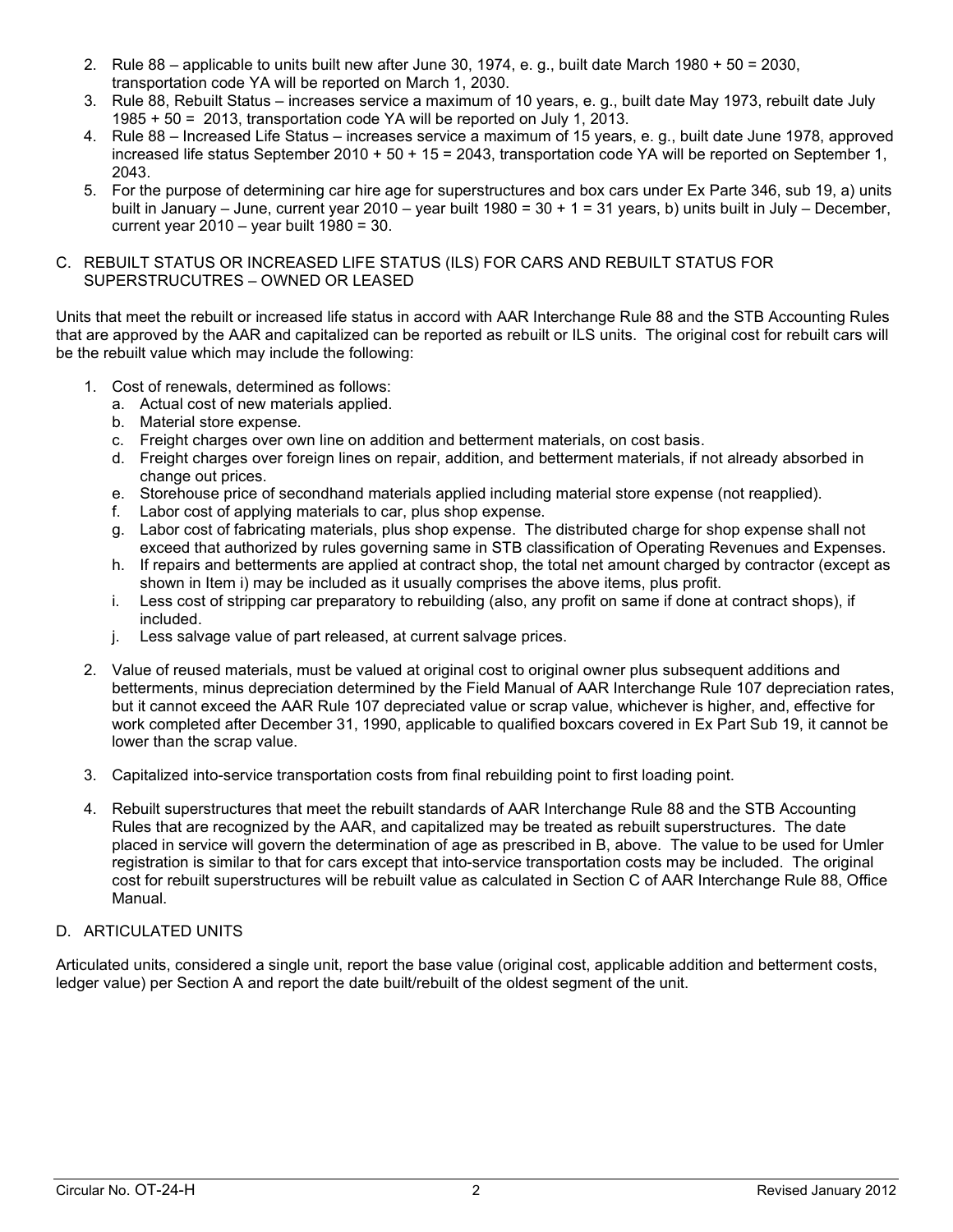2. Rule 88 – applicable to units built new after June 30, 1974, e. g., built date March 1980 + 50 = 2030, transportation code YA will be reported on March 1, 2030.
3. Rule 88, Rebuilt Status – increases service a maximum of 10 years, e. g., built date May 1973, rebuilt date July 1985 + 50 = 2013, transportation code YA will be reported on July 1, 2013.
4. Rule 88 – Increased Life Status – increases service a maximum of 15 years, e. g., built date June 1978, approved increased life status September 2010 + 50 + 15 = 2043, transportation code YA will be reported on September 1, 2043.
5. For the purpose of determining car hire age for superstructures and box cars under Ex Parte 346, sub 19, a) units built in January – June, current year 2010 – year built 1980 = 30 + 1 = 31 years, b) units built in July – December, current year 2010 – year built 1980 = 30.

C. REBUILT STATUS OR INCREASED LIFE STATUS (ILS) FOR CARS AND REBUILT STATUS FOR SUPERSTRUCUTRES – OWNED OR LEASED

Units that meet the rebuilt or increased life status in accord with AAR Interchange Rule 88 and the STB Accounting Rules that are approved by the AAR and capitalized can be reported as rebuilt or ILS units. The original cost for rebuilt cars will be the rebuilt value which may include the following:

1. Cost of renewals, determined as follows:
   a. Actual cost of new materials applied.
   b. Material store expense.
   c. Freight charges over own line on addition and betterment materials, on cost basis.
   d. Freight charges over foreign lines on repair, addition, and betterment materials, if not already absorbed in change out prices.
   e. Storehouse price of secondhand materials applied including material store expense (not reapplied).
   f. Labor cost of applying materials to car, plus shop expense.
   g. Labor cost of fabricating materials, plus shop expense. The distributed charge for shop expense shall not exceed that authorized by rules governing same in STB classification of Operating Revenues and Expenses.
   h. If repairs and betterments are applied at contract shop, the total net amount charged by contractor (except as shown in Item i) may be included as it usually comprises the above items, plus profit.
   i. Less cost of stripping car preparatory to rebuilding (also, any profit on same if done at contract shops), if included.
   j. Less salvage value of part released, at current salvage prices.

2. Value of reused materials, must be valued at original cost to original owner plus subsequent additions and betterments, minus depreciation determined by the Field Manual of AAR Interchange Rule 107 depreciation rates, but it cannot exceed the AAR Rule 107 depreciated value or scrap value, whichever is higher, and, effective for work completed after December 31, 1990, applicable to qualified boxcars covered in Ex Part Sub 19, it cannot be lower than the scrap value.

3. Capitalized into-service transportation costs from final rebuilding point to first loading point.

4. Rebuilt superstructures that meet the rebuilt standards of AAR Interchange Rule 88 and the STB Accounting Rules that are recognized by the AAR, and capitalized may be treated as rebuilt superstructures. The date placed in service will govern the determination of age as prescribed in B, above. The value to be used for Umler registration is similar to that for cars except that into-service transportation costs may be included. The original cost for rebuilt superstructures will be rebuilt value as calculated in Section C of AAR Interchange Rule 88, Office Manual.

D. ARTICULATED UNITS

Articulated units, considered a single unit, report the base value (original cost, applicable addition and betterment costs, ledger value) per Section A and report the date built/rebuilt of the oldest segment of the unit.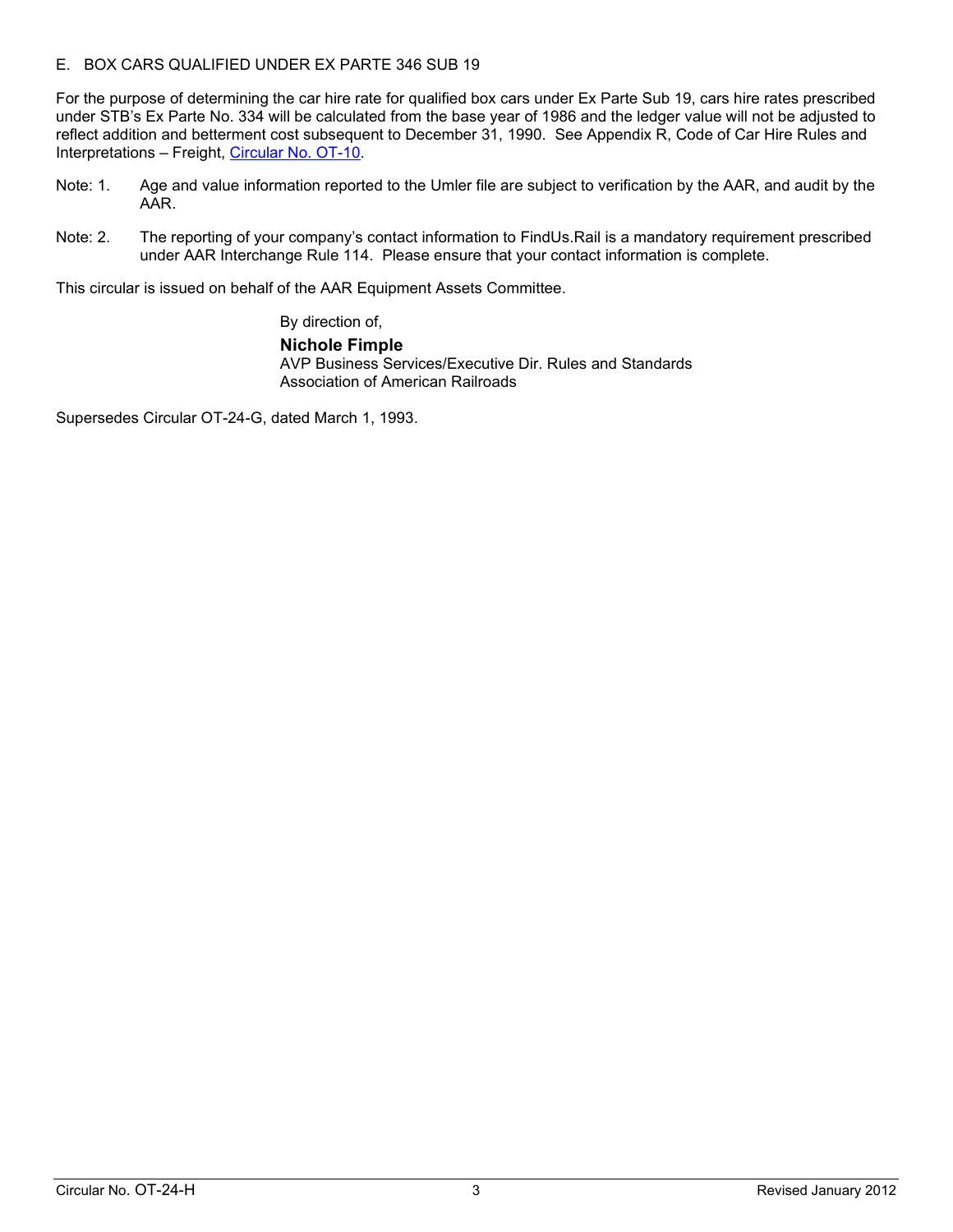## E. BOX CARS QUALIFIED UNDER EX PARTE 346 SUB 19

For the purpose of determining the car hire rate for qualified box cars under Ex Parte Sub 19, cars hire rates prescribed under STB's Ex Parte No. 334 will be calculated from the base year of 1986 and the ledger value will not be adjusted to reflect addition and betterment cost subsequent to December 31, 1990. See Appendix R, Code of Car Hire Rules and Interpretations – Freight, Circular No. OT-10.

Note: 1. Age and value information reported to the Umler file are subject to verification by the AAR, and audit by the AAR.

Note: 2. The reporting of your company's contact information to FindUs.Rail is a mandatory requirement prescribed under AAR Interchange Rule 114. Please ensure that your contact information is complete.

This circular is issued on behalf of the AAR Equipment Assets Committee.

By direction of,

**Nichole Fimple**
AVP Business Services/Executive Dir. Rules and Standards
Association of American Railroads

Supersedes Circular OT-24-G, dated March 1, 1993.